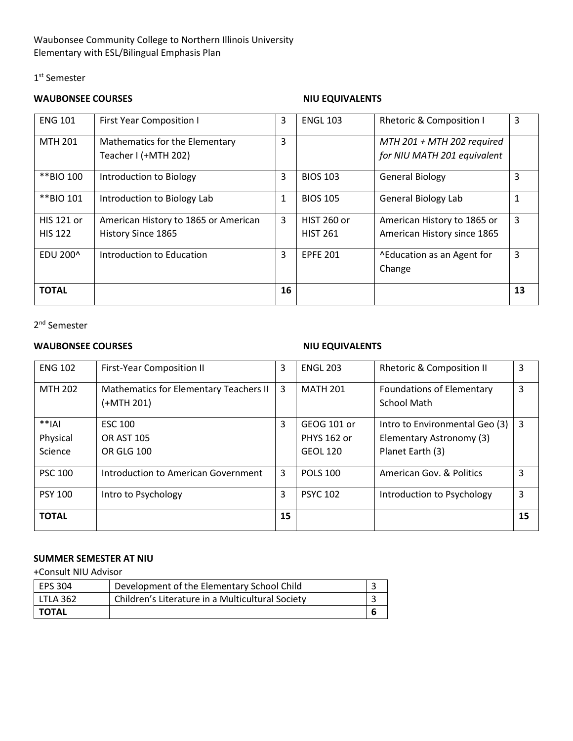Waubonsee Community College to Northern Illinois University
Elementary with ESL/Bilingual Emphasis Plan

1st Semester

| **WAUBONSEE COURSES** | | | **NIU EQUIVALENTS** | | |
|---|---|---|---|---|---|
| ENG 101 | First Year Composition I | 3 | ENGL 103 | Rhetoric & Composition I | 3 |
| MTH 201 | Mathematics for the Elementary Teacher I (+MTH 202) | 3 | | *MTH 201 + MTH 202 required for NIU MATH 201 equivalent* | |
| **BIO 100 | Introduction to Biology | 3 | BIOS 103 | General Biology | 3 |
| **BIO 101 | Introduction to Biology Lab | 1 | BIOS 105 | General Biology Lab | 1 |
| HIS 121 or HIS 122 | American History to 1865 or American History Since 1865 | 3 | HIST 260 or HIST 261 | American History to 1865 or American History since 1865 | 3 |
| EDU 200^ | Introduction to Education | 3 | EPFE 201 | ^Education as an Agent for Change | 3 |
| **TOTAL** | | **16** | | | **13** |

2nd Semester

| **WAUBONSEE COURSES** | | | **NIU EQUIVALENTS** | | |
|---|---|---|---|---|---|
| ENG 102 | First-Year Composition II | 3 | ENGL 203 | Rhetoric & Composition II | 3 |
| MTH 202 | Mathematics for Elementary Teachers II (+MTH 201) | 3 | MATH 201 | Foundations of Elementary School Math | 3 |
| **IAI Physical Science | ESC 100 OR AST 105 OR GLG 100 | 3 | GEOG 101 or PHYS 162 or GEOL 120 | Intro to Environmental Geo (3) Elementary Astronomy (3) Planet Earth (3) | 3 |
| PSC 100 | Introduction to American Government | 3 | POLS 100 | American Gov. & Politics | 3 |
| PSY 100 | Intro to Psychology | 3 | PSYC 102 | Introduction to Psychology | 3 |
| **TOTAL** | | **15** | | | **15** |

**SUMMER SEMESTER AT NIU**

+Consult NIU Advisor

| EPS 304 | Development of the Elementary School Child | 3 |
|---|---|---|
| LTLA 362 | Children's Literature in a Multicultural Society | 3 |
| **TOTAL** | | **6** |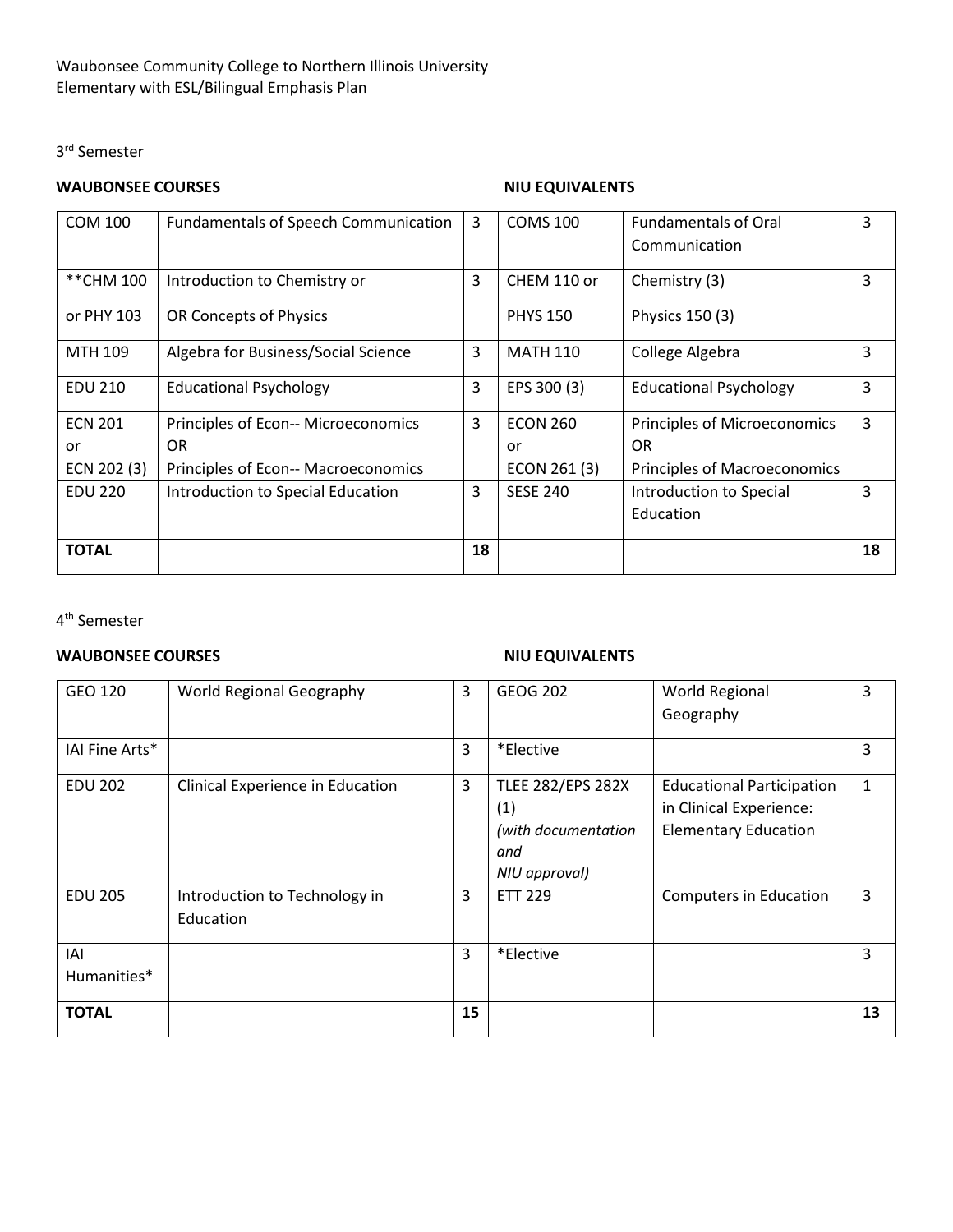Waubonsee Community College to Northern Illinois University
Elementary with ESL/Bilingual Emphasis Plan

3rd Semester

**WAUBONSEE COURSES** **NIU EQUIVALENTS**

| | | | | | |
|---|---|---|---|---|---|
| COM 100 | Fundamentals of Speech Communication | 3 | COMS 100 | Fundamentals of Oral Communication | 3 |
| **CHM 100 or PHY 103 | Introduction to Chemistry or OR Concepts of Physics | 3 | CHEM 110 or PHYS 150 | Chemistry (3) Physics 150 (3) | 3 |
| MTH 109 | Algebra for Business/Social Science | 3 | MATH 110 | College Algebra | 3 |
| EDU 210 | Educational Psychology | 3 | EPS 300 (3) | Educational Psychology | 3 |
| ECN 201 or ECN 202 (3) | Principles of Econ-- Microeconomics OR Principles of Econ-- Macroeconomics | 3 | ECON 260 or ECON 261 (3) | Principles of Microeconomics OR Principles of Macroeconomics | 3 |
| EDU 220 | Introduction to Special Education | 3 | SESE 240 | Introduction to Special Education | 3 |
| **TOTAL** | | **18** | | | **18** |

4th Semester

**WAUBONSEE COURSES** **NIU EQUIVALENTS**

| | | | | | |
|---|---|---|---|---|---|
| GEO 120 | World Regional Geography | 3 | GEOG 202 | World Regional Geography | 3 |
| IAI Fine Arts* | | 3 | *Elective | | 3 |
| EDU 202 | Clinical Experience in Education | 3 | TLEE 282/EPS 282X (1) *(with documentation and NIU approval)* | Educational Participation in Clinical Experience: Elementary Education | 1 |
| EDU 205 | Introduction to Technology in Education | 3 | ETT 229 | Computers in Education | 3 |
| IAI Humanities* | | 3 | *Elective | | 3 |
| **TOTAL** | | **15** | | | **13** |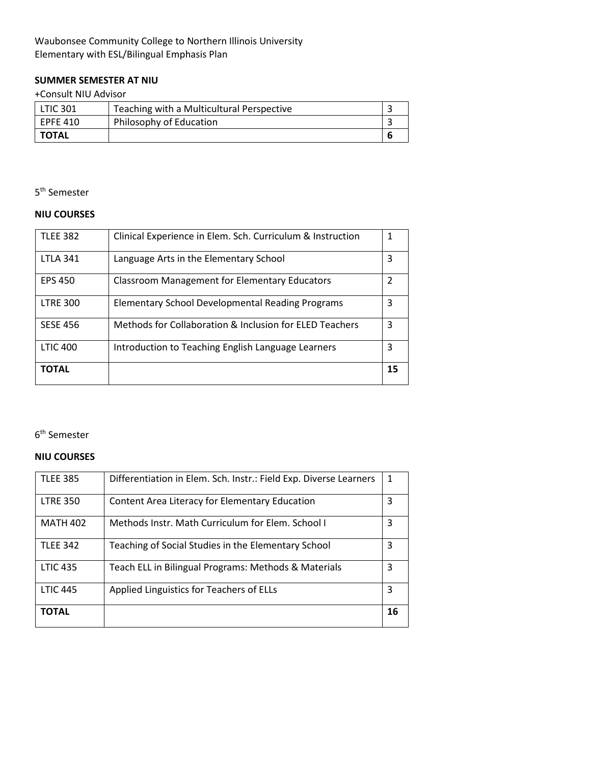Waubonsee Community College to Northern Illinois University
Elementary with ESL/Bilingual Emphasis Plan

**SUMMER SEMESTER AT NIU**

+Consult NIU Advisor

| LTIC 301 | Teaching with a Multicultural Perspective | 3 |
|---|---|---|
| EPFE 410 | Philosophy of Education | 3 |
| **TOTAL** | | **6** |

5th Semester

**NIU COURSES**

| TLEE 382 | Clinical Experience in Elem. Sch. Curriculum & Instruction | 1 |
|---|---|---|
| LTLA 341 | Language Arts in the Elementary School | 3 |
| EPS 450 | Classroom Management for Elementary Educators | 2 |
| LTRE 300 | Elementary School Developmental Reading Programs | 3 |
| SESE 456 | Methods for Collaboration & Inclusion for ELED Teachers | 3 |
| LTIC 400 | Introduction to Teaching English Language Learners | 3 |
| **TOTAL** | | **15** |

6th Semester

**NIU COURSES**

| TLEE 385 | Differentiation in Elem. Sch. Instr.: Field Exp. Diverse Learners | 1 |
|---|---|---|
| LTRE 350 | Content Area Literacy for Elementary Education | 3 |
| MATH 402 | Methods Instr. Math Curriculum for Elem. School I | 3 |
| TLEE 342 | Teaching of Social Studies in the Elementary School | 3 |
| LTIC 435 | Teach ELL in Bilingual Programs: Methods & Materials | 3 |
| LTIC 445 | Applied Linguistics for Teachers of ELLs | 3 |
| **TOTAL** | | **16** |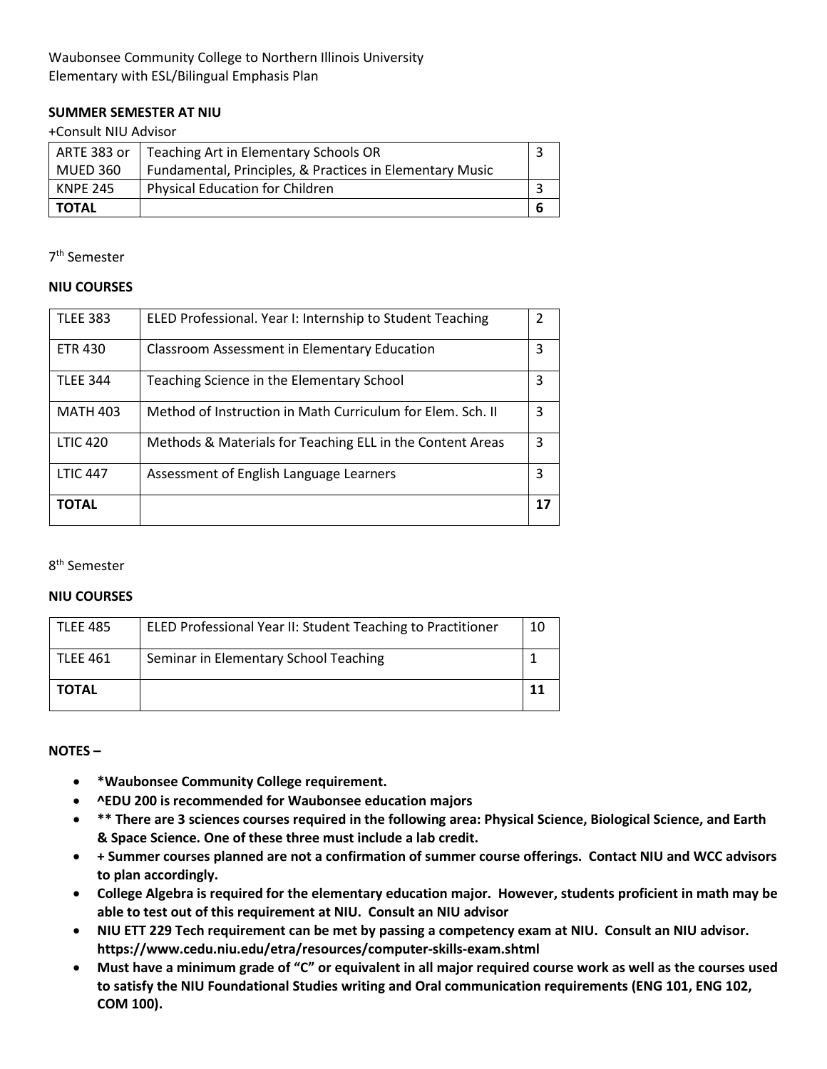Waubonsee Community College to Northern Illinois University
Elementary with ESL/Bilingual Emphasis Plan

**SUMMER SEMESTER AT NIU**

+Consult NIU Advisor

| | | |
|---|---|---|
| ARTE 383 or MUED 360 | Teaching Art in Elementary Schools OR Fundamental, Principles, & Practices in Elementary Music | 3 |
| KNPE 245 | Physical Education for Children | 3 |
| **TOTAL** | | **6** |

7th Semester

**NIU COURSES**

| | | |
|---|---|---|
| TLEE 383 | ELED Professional. Year I: Internship to Student Teaching | 2 |
| ETR 430 | Classroom Assessment in Elementary Education | 3 |
| TLEE 344 | Teaching Science in the Elementary School | 3 |
| MATH 403 | Method of Instruction in Math Curriculum for Elem. Sch. II | 3 |
| LTIC 420 | Methods & Materials for Teaching ELL in the Content Areas | 3 |
| LTIC 447 | Assessment of English Language Learners | 3 |
| **TOTAL** | | **17** |

8th Semester

**NIU COURSES**

| | | |
|---|---|---|
| TLEE 485 | ELED Professional Year II: Student Teaching to Practitioner | 10 |
| TLEE 461 | Seminar in Elementary School Teaching | 1 |
| **TOTAL** | | **11** |

**NOTES –**

- **\*Waubonsee Community College requirement.**
- **^EDU 200 is recommended for Waubonsee education majors**
- **\*\* There are 3 sciences courses required in the following area: Physical Science, Biological Science, and Earth & Space Science. One of these three must include a lab credit.**
- **+ Summer courses planned are not a confirmation of summer course offerings. Contact NIU and WCC advisors to plan accordingly.**
- **College Algebra is required for the elementary education major. However, students proficient in math may be able to test out of this requirement at NIU. Consult an NIU advisor**
- **NIU ETT 229 Tech requirement can be met by passing a competency exam at NIU. Consult an NIU advisor. https://www.cedu.niu.edu/etra/resources/computer-skills-exam.shtml**
- **Must have a minimum grade of "C" or equivalent in all major required course work as well as the courses used to satisfy the NIU Foundational Studies writing and Oral communication requirements (ENG 101, ENG 102, COM 100).**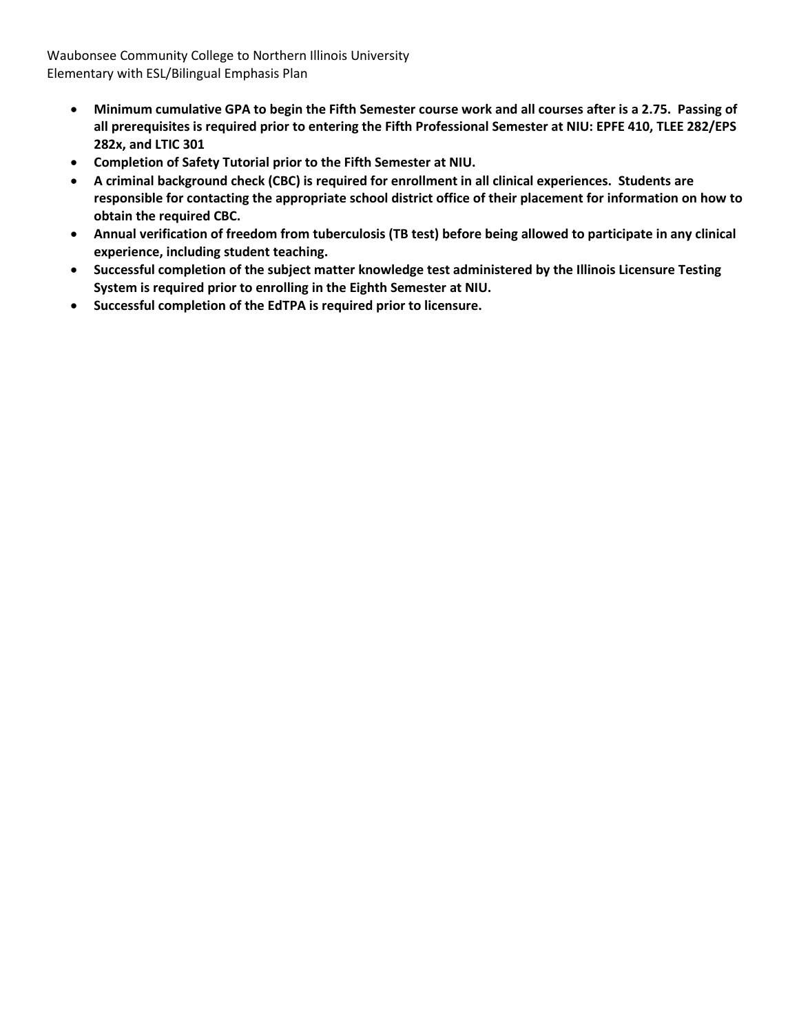- **Minimum cumulative GPA to begin the Fifth Semester course work and all courses after is a 2.75. Passing of all prerequisites is required prior to entering the Fifth Professional Semester at NIU: EPFE 410, TLEE 282/EPS 282x, and LTIC 301**
- **Completion of Safety Tutorial prior to the Fifth Semester at NIU.**
- **A criminal background check (CBC) is required for enrollment in all clinical experiences. Students are responsible for contacting the appropriate school district office of their placement for information on how to obtain the required CBC.**
- **Annual verification of freedom from tuberculosis (TB test) before being allowed to participate in any clinical experience, including student teaching.**
- **Successful completion of the subject matter knowledge test administered by the Illinois Licensure Testing System is required prior to enrolling in the Eighth Semester at NIU.**
- **Successful completion of the EdTPA is required prior to licensure.**